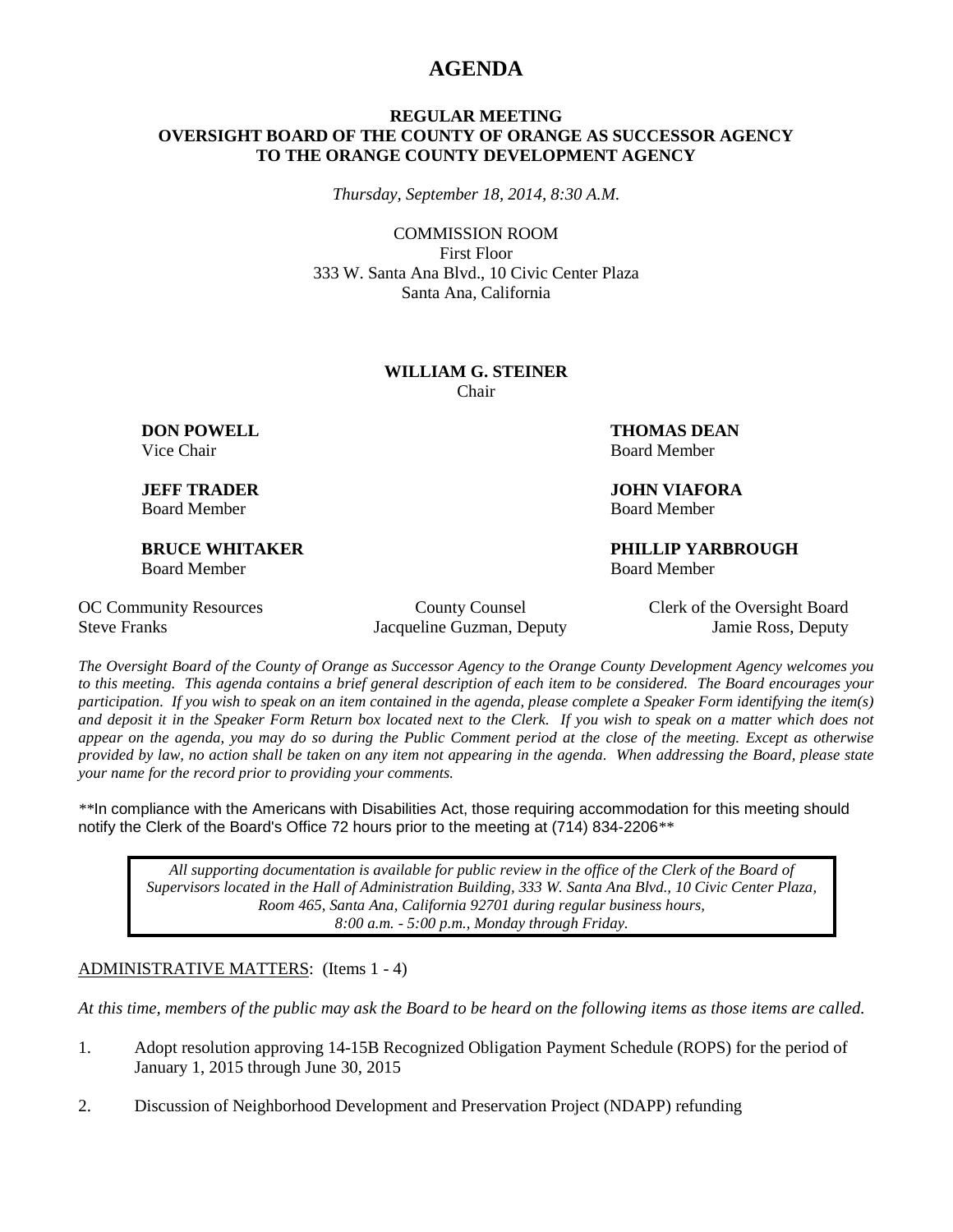# AGENDA

**REGULAR MEETING**
**OVERSIGHT BOARD OF THE COUNTY OF ORANGE AS SUCCESSOR AGENCY TO THE ORANGE COUNTY DEVELOPMENT AGENCY**

*Thursday, September 18, 2014, 8:30 A.M.*

COMMISSION ROOM
First Floor
333 W. Santa Ana Blvd., 10 Civic Center Plaza
Santa Ana, California

**WILLIAM G. STEINER**
Chair

**DON POWELL**
Vice Chair

**THOMAS DEAN**
Board Member

**JEFF TRADER**
Board Member

**JOHN VIAFORA**
Board Member

**BRUCE WHITAKER**
Board Member

**PHILLIP YARBROUGH**
Board Member

OC Community Resources
Steve Franks

County Counsel
Jacqueline Guzman, Deputy

Clerk of the Oversight Board
Jamie Ross, Deputy

*The Oversight Board of the County of Orange as Successor Agency to the Orange County Development Agency welcomes you to this meeting. This agenda contains a brief general description of each item to be considered. The Board encourages your participation. If you wish to speak on an item contained in the agenda, please complete a Speaker Form identifying the item(s) and deposit it in the Speaker Form Return box located next to the Clerk. If you wish to speak on a matter which does not appear on the agenda, you may do so during the Public Comment period at the close of the meeting. Except as otherwise provided by law, no action shall be taken on any item not appearing in the agenda. When addressing the Board, please state your name for the record prior to providing your comments.*

**In compliance with the Americans with Disabilities Act, those requiring accommodation for this meeting should notify the Clerk of the Board's Office 72 hours prior to the meeting at (714) 834-2206**

*All supporting documentation is available for public review in the office of the Clerk of the Board of Supervisors located in the Hall of Administration Building, 333 W. Santa Ana Blvd., 10 Civic Center Plaza, Room 465, Santa Ana, California 92701 during regular business hours, 8:00 a.m. - 5:00 p.m., Monday through Friday.*

ADMINISTRATIVE MATTERS: (Items 1 - 4)

*At this time, members of the public may ask the Board to be heard on the following items as those items are called.*

1. Adopt resolution approving 14-15B Recognized Obligation Payment Schedule (ROPS) for the period of January 1, 2015 through June 30, 2015

2. Discussion of Neighborhood Development and Preservation Project (NDAPP) refunding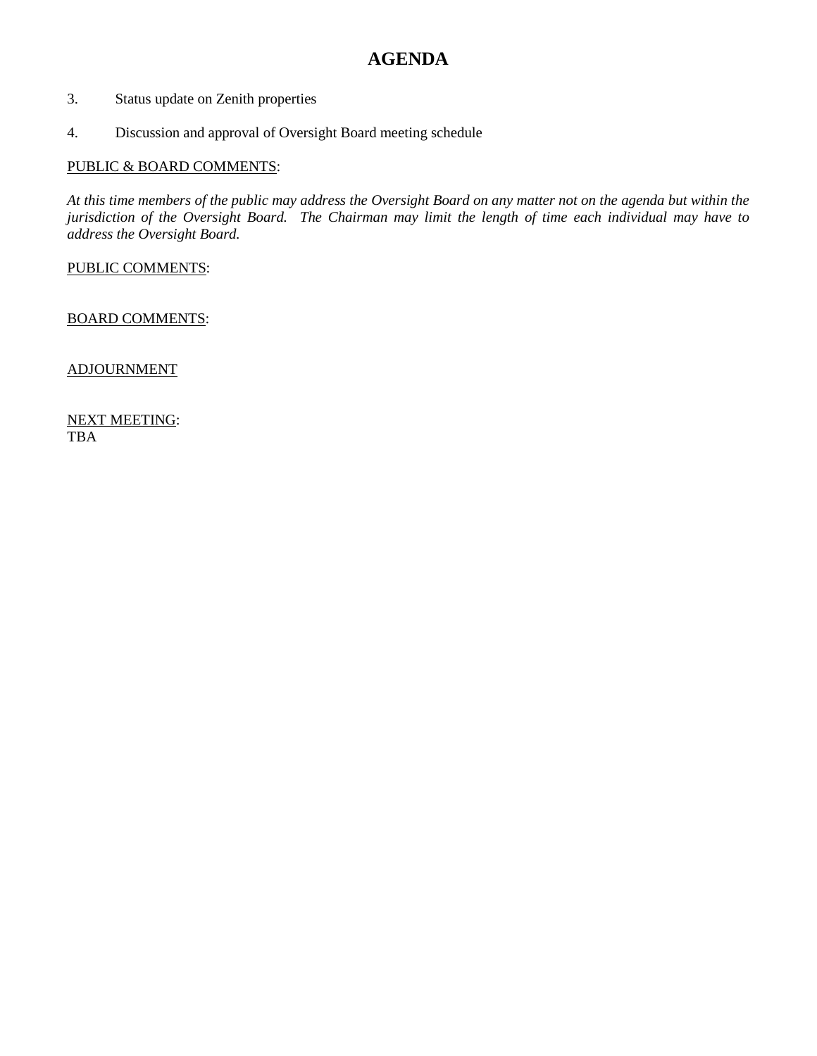# AGENDA

3. Status update on Zenith properties

4. Discussion and approval of Oversight Board meeting schedule

PUBLIC & BOARD COMMENTS:

*At this time members of the public may address the Oversight Board on any matter not on the agenda but within the jurisdiction of the Oversight Board. The Chairman may limit the length of time each individual may have to address the Oversight Board.*

PUBLIC COMMENTS:

BOARD COMMENTS:

ADJOURNMENT

NEXT MEETING:
TBA